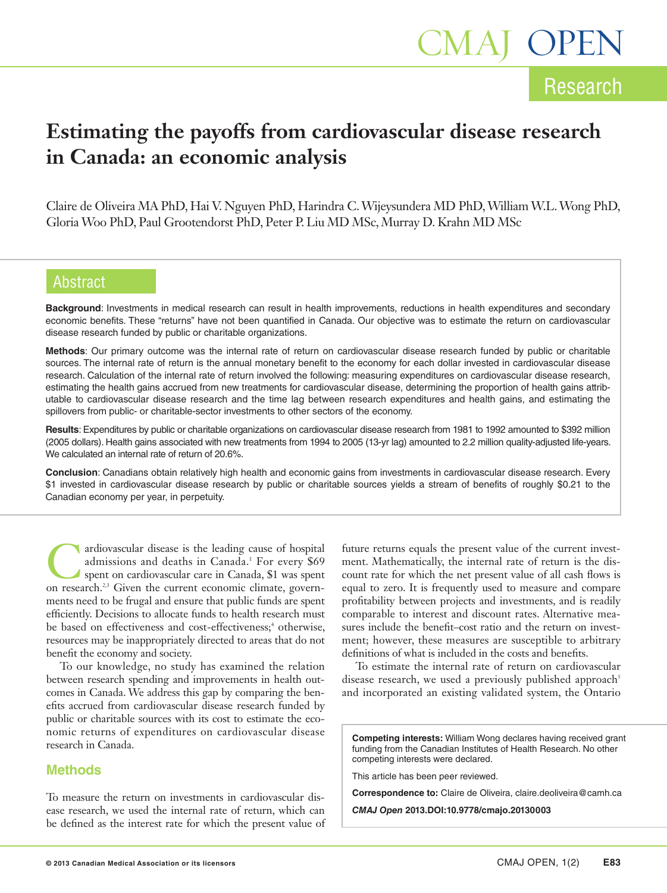# Estimating the payoffs from cardiovascular disease research in Canada: an economic analysis

Claire de Oliveira MA PhD, Hai V. Nguyen PhD, Harindra C. Wijeysundera MD PhD, William W.L. Wong PhD, Gloria Woo PhD, Paul Grootendorst PhD, Peter P. Liu MD MSc, Murray D. Krahn MD MSc

## Abstract

**Background**: Investments in medical research can result in health improvements, reductions in health expenditures and secondary economic benefits. These "returns" have not been quantified in Canada. Our objective was to estimate the return on cardiovascular disease research funded by public or charitable organizations.

**Methods**: Our primary outcome was the internal rate of return on cardiovascular disease research funded by public or charitable sources. The internal rate of return is the annual monetary benefit to the economy for each dollar invested in cardiovascular disease research. Calculation of the internal rate of return involved the following: measuring expenditures on cardiovascular disease research, estimating the health gains accrued from new treatments for cardiovascular disease, determining the proportion of health gains attributable to cardiovascular disease research and the time lag between research expenditures and health gains, and estimating the spillovers from public- or charitable-sector investments to other sectors of the economy.

**Results**: Expenditures by public or charitable organizations on cardiovascular disease research from 1981 to 1992 amounted to $392 million (2005 dollars). Health gains associated with new treatments from 1994 to 2005 (13-yr lag) amounted to 2.2 million quality-adjusted life-years. We calculated an internal rate of return of 20.6%.

**Conclusion**: Canadians obtain relatively high health and economic gains from investments in cardiovascular disease research. Every $1 invested in cardiovascular disease research by public or charitable sources yields a stream of benefits of roughly $0.21 to the Canadian economy per year, in perpetuity.

Cardiovascular disease is the leading cause of hospital admissions and deaths in Canada.[1] For every $69 spent on cardiovascular care in Canada, $1 was spent on research.[2,3] Given the current economic climate, governments need to be frugal and ensure that public funds are spent efficiently. Decisions to allocate funds to health research must be based on effectiveness and cost-effectiveness;[4] otherwise, resources may be inappropriately directed to areas that do not benefit the economy and society.

To our knowledge, no study has examined the relation between research spending and improvements in health outcomes in Canada. We address this gap by comparing the benefits accrued from cardiovascular disease research funded by public or charitable sources with its cost to estimate the economic returns of expenditures on cardiovascular disease research in Canada.

## Methods

To measure the return on investments in cardiovascular disease research, we used the internal rate of return, which can be defined as the interest rate for which the present value of future returns equals the present value of the current investment. Mathematically, the internal rate of return is the discount rate for which the net present value of all cash flows is equal to zero. It is frequently used to measure and compare profitability between projects and investments, and is readily comparable to interest and discount rates. Alternative measures include the benefit–cost ratio and the return on investment; however, these measures are susceptible to arbitrary definitions of what is included in the costs and benefits.

To estimate the internal rate of return on cardiovascular disease research, we used a previously published approach[5] and incorporated an existing validated system, the Ontario

**Competing interests:** William Wong declares having received grant funding from the Canadian Institutes of Health Research. No other competing interests were declared.

This article has been peer reviewed.

**Correspondence to:** Claire de Oliveira, claire.deoliveira@camh.ca

*CMAJ Open* 2013.DOI:10.9778/cmajo.20130003

© 2013 Canadian Medical Association or its licensors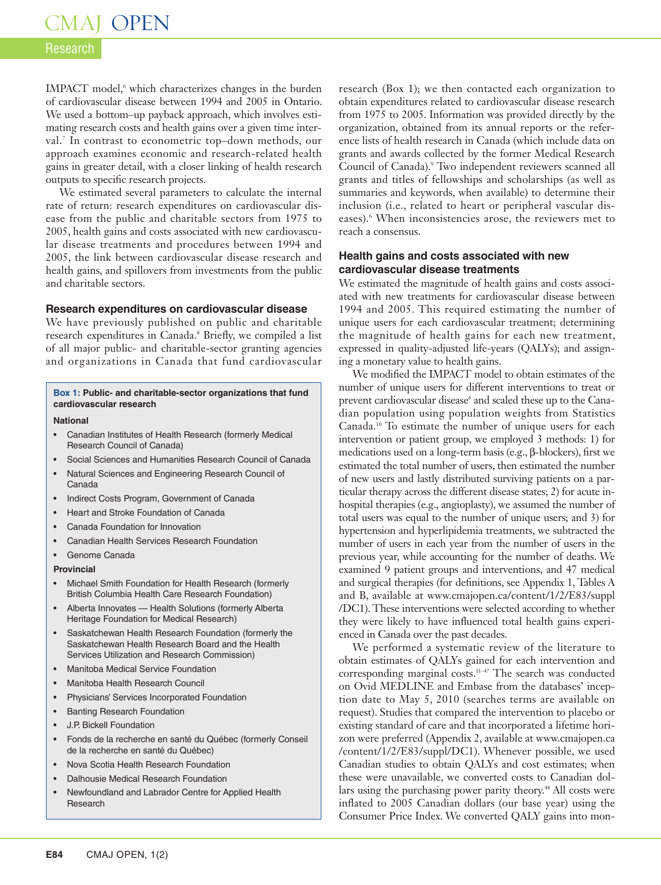IMPACT model,[6] which characterizes changes in the burden of cardiovascular disease between 1994 and 2005 in Ontario. We used a bottom–up payback approach, which involves estimating research costs and health gains over a given time interval.[7] In contrast to econometric top–down methods, our approach examines economic and research-related health gains in greater detail, with a closer linking of health research outputs to specific research projects.

We estimated several parameters to calculate the internal rate of return: research expenditures on cardiovascular disease from the public and charitable sectors from 1975 to 2005, health gains and costs associated with new cardiovascular disease treatments and procedures between 1994 and 2005, the link between cardiovascular disease research and health gains, and spillovers from investments from the public and charitable sectors.

### Research expenditures on cardiovascular disease

We have previously published on public and charitable research expenditures in Canada.[8] Briefly, we compiled a list of all major public- and charitable-sector granting agencies and organizations in Canada that fund cardiovascular research (Box 1); we then contacted each organization to obtain expenditures related to cardiovascular disease research from 1975 to 2005. Information was provided directly by the organization, obtained from its annual reports or the reference lists of health research in Canada (which include data on grants and awards collected by the former Medical Research Council of Canada).[9] Two independent reviewers scanned all grants and titles of fellowships and scholarships (as well as summaries and keywords, when available) to determine their inclusion (i.e., related to heart or peripheral vascular diseases).[6] When inconsistencies arose, the reviewers met to reach a consensus.

**Box 1: Public- and charitable-sector organizations that fund cardiovascular research**

**National**

- Canadian Institutes of Health Research (formerly Medical Research Council of Canada)
- Social Sciences and Humanities Research Council of Canada
- Natural Sciences and Engineering Research Council of Canada
- Indirect Costs Program, Government of Canada
- Heart and Stroke Foundation of Canada
- Canada Foundation for Innovation
- Canadian Health Services Research Foundation
- Genome Canada

**Provincial**

- Michael Smith Foundation for Health Research (formerly British Columbia Health Care Research Foundation)
- Alberta Innovates — Health Solutions (formerly Alberta Heritage Foundation for Medical Research)
- Saskatchewan Health Research Foundation (formerly the Saskatchewan Health Research Board and the Health Services Utilization and Research Commission)
- Manitoba Medical Service Foundation
- Manitoba Health Research Council
- Physicians' Services Incorporated Foundation
- Banting Research Foundation
- J.P. Bickell Foundation
- Fonds de la recherche en santé du Québec (formerly Conseil de la recherche en santé du Québec)
- Nova Scotia Health Research Foundation
- Dalhousie Medical Research Foundation
- Newfoundland and Labrador Centre for Applied Health Research

### Health gains and costs associated with new cardiovascular disease treatments

We estimated the magnitude of health gains and costs associated with new treatments for cardiovascular disease between 1994 and 2005. This required estimating the number of unique users for each cardiovascular treatment; determining the magnitude of health gains for each new treatment, expressed in quality-adjusted life-years (QALYs); and assigning a monetary value to health gains.

We modified the IMPACT model to obtain estimates of the number of unique users for different interventions to treat or prevent cardiovascular disease[6] and scaled these up to the Canadian population using population weights from Statistics Canada.[10] To estimate the number of unique users for each intervention or patient group, we employed 3 methods: 1) for medications used on a long-term basis (e.g., β-blockers), first we estimated the total number of users, then estimated the number of new users and lastly distributed surviving patients on a particular therapy across the different disease states; 2) for acute in-hospital therapies (e.g., angioplasty), we assumed the number of total users was equal to the number of unique users; and 3) for hypertension and hyperlipidemia treatments, we subtracted the number of users in each year from the number of users in the previous year, while accounting for the number of deaths. We examined 9 patient groups and interventions, and 47 medical and surgical therapies (for definitions, see Appendix 1, Tables A and B, available at www.cmajopen.ca/content/1/2/E83/suppl/DC1). These interventions were selected according to whether they were likely to have influenced total health gains experienced in Canada over the past decades.

We performed a systematic review of the literature to obtain estimates of QALYs gained for each intervention and corresponding marginal costs.[11–47] The search was conducted on Ovid MEDLINE and Embase from the databases' inception date to May 5, 2010 (searches terms are available on request). Studies that compared the intervention to placebo or existing standard of care and that incorporated a lifetime horizon were preferred (Appendix 2, available at www.cmajopen.ca/content/1/2/E83/suppl/DC1). Whenever possible, we used Canadian studies to obtain QALYs and cost estimates; when these were unavailable, we converted costs to Canadian dollars using the purchasing power parity theory.[48] All costs were inflated to 2005 Canadian dollars (our base year) using the Consumer Price Index. We converted QALY gains into mon-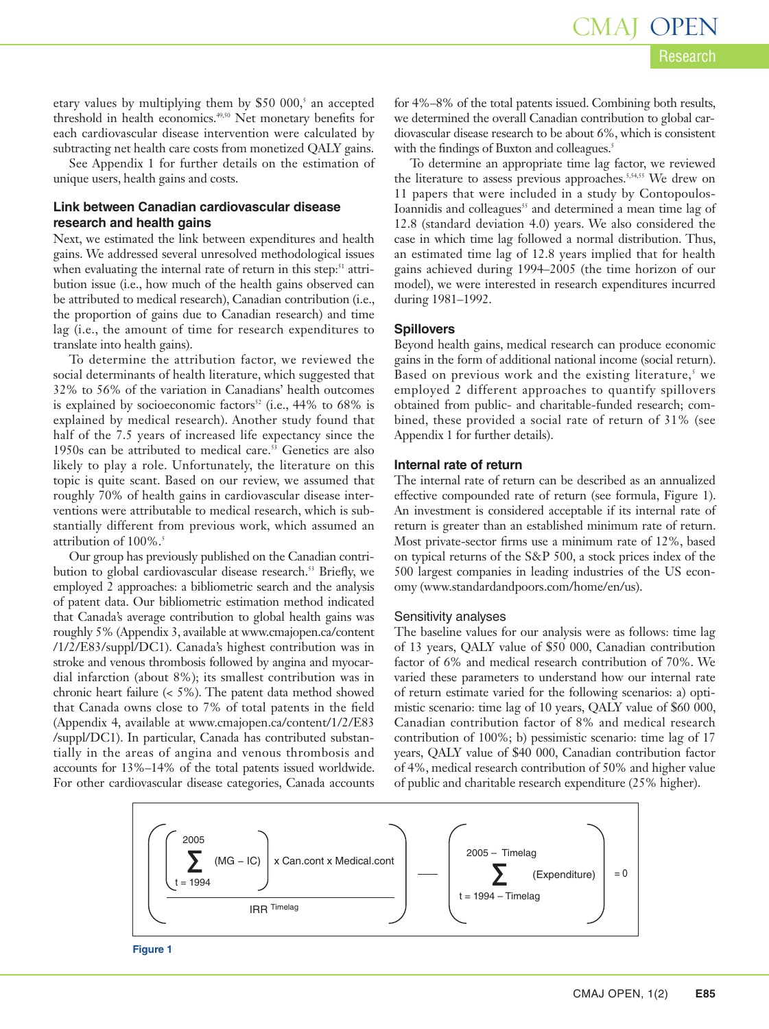etary values by multiplying them by $50 000,[5] an accepted threshold in health economics.[49,50] Net monetary benefits for each cardiovascular disease intervention were calculated by subtracting net health care costs from monetized QALY gains.

See Appendix 1 for further details on the estimation of unique users, health gains and costs.

### Link between Canadian cardiovascular disease research and health gains

Next, we estimated the link between expenditures and health gains. We addressed several unresolved methodological issues when evaluating the internal rate of return in this step:[51] attribution issue (i.e., how much of the health gains observed can be attributed to medical research), Canadian contribution (i.e., the proportion of gains due to Canadian research) and time lag (i.e., the amount of time for research expenditures to translate into health gains).

To determine the attribution factor, we reviewed the social determinants of health literature, which suggested that 32% to 56% of the variation in Canadians' health outcomes is explained by socioeconomic factors[52] (i.e., 44% to 68% is explained by medical research). Another study found that half of the 7.5 years of increased life expectancy since the 1950s can be attributed to medical care.[53] Genetics are also likely to play a role. Unfortunately, the literature on this topic is quite scant. Based on our review, we assumed that roughly 70% of health gains in cardiovascular disease interventions were attributable to medical research, which is substantially different from previous work, which assumed an attribution of 100%.[5]

Our group has previously published on the Canadian contribution to global cardiovascular disease research.[53] Briefly, we employed 2 approaches: a bibliometric search and the analysis of patent data. Our bibliometric estimation method indicated that Canada's average contribution to global health gains was roughly 5% (Appendix 3, available at www.cmajopen.ca/content/1/2/E83/suppl/DC1). Canada's highest contribution was in stroke and venous thrombosis followed by angina and myocardial infarction (about 8%); its smallest contribution was in chronic heart failure (< 5%). The patent data method showed that Canada owns close to 7% of total patents in the field (Appendix 4, available at www.cmajopen.ca/content/1/2/E83/suppl/DC1). In particular, Canada has contributed substantially in the areas of angina and venous thrombosis and accounts for 13%–14% of the total patents issued worldwide. For other cardiovascular disease categories, Canada accounts for 4%–8% of the total patents issued. Combining both results, we determined the overall Canadian contribution to global cardiovascular disease research to be about 6%, which is consistent with the findings of Buxton and colleagues.[5]

To determine an appropriate time lag factor, we reviewed the literature to assess previous approaches.[5,54,55] We drew on 11 papers that were included in a study by Contopoulos-Ioannidis and colleagues[55] and determined a mean time lag of 12.8 (standard deviation 4.0) years. We also considered the case in which time lag followed a normal distribution. Thus, an estimated time lag of 12.8 years implied that for health gains achieved during 1994–2005 (the time horizon of our model), we were interested in research expenditures incurred during 1981–1992.

### Spillovers

Beyond health gains, medical research can produce economic gains in the form of additional national income (social return). Based on previous work and the existing literature,[5] we employed 2 different approaches to quantify spillovers obtained from public- and charitable-funded research; combined, these provided a social rate of return of 31% (see Appendix 1 for further details).

### Internal rate of return

The internal rate of return can be described as an annualized effective compounded rate of return (see formula, Figure 1). An investment is considered acceptable if its internal rate of return is greater than an established minimum rate of return. Most private-sector firms use a minimum rate of 12%, based on typical returns of the S&P 500, a stock prices index of the 500 largest companies in leading industries of the US economy (www.standardandpoors.com/home/en/us).

### Sensitivity analyses

The baseline values for our analysis were as follows: time lag of 13 years, QALY value of $50 000, Canadian contribution factor of 6% and medical research contribution of 70%. We varied these parameters to understand how our internal rate of return estimate varied for the following scenarios: a) optimistic scenario: time lag of 10 years, QALY value of $60 000, Canadian contribution factor of 8% and medical research contribution of 100%; b) pessimistic scenario: time lag of 17 years, QALY value of $40 000, Canadian contribution factor of 4%, medical research contribution of 50% and higher value of public and charitable research expenditure (25% higher).

$$\left( \frac{\left( \sum_{t=1994}^{2005} (\text{MG} - \text{IC}) \right) \times \text{Can.cont} \times \text{Medical.cont}}{\text{IRR}^{\text{Timelag}}} \right) - \left( \sum_{t=1994-\text{Timelag}}^{2005-\text{Timelag}} (\text{Expenditure}) \right) = 0$$

**Figure 1**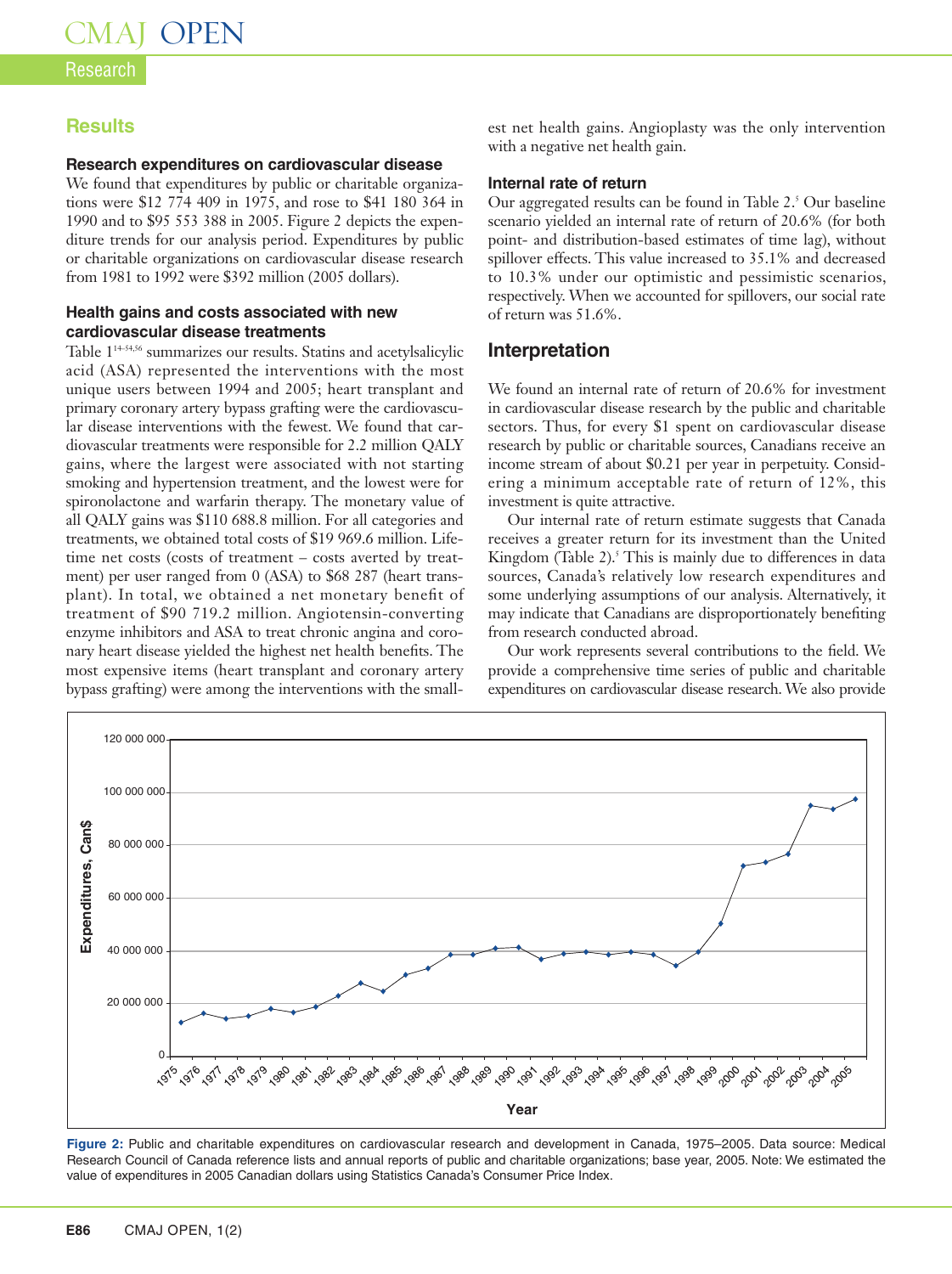## Results

### Research expenditures on cardiovascular disease

We found that expenditures by public or charitable organizations were $12 774 409 in 1975, and rose to $41 180 364 in 1990 and to $95 553 388 in 2005. Figure 2 depicts the expenditure trends for our analysis period. Expenditures by public or charitable organizations on cardiovascular disease research from 1981 to 1992 were $392 million (2005 dollars).

### Health gains and costs associated with new cardiovascular disease treatments

Table 1[14–54,56] summarizes our results. Statins and acetylsalicylic acid (ASA) represented the interventions with the most unique users between 1994 and 2005; heart transplant and primary coronary artery bypass grafting were the cardiovascular disease interventions with the fewest. We found that cardiovascular treatments were responsible for 2.2 million QALY gains, where the largest were associated with not starting smoking and hypertension treatment, and the lowest were for spironolactone and warfarin therapy. The monetary value of all QALY gains was $110 688.8 million. For all categories and treatments, we obtained total costs of $19 969.6 million. Lifetime net costs (costs of treatment – costs averted by treatment) per user ranged from 0 (ASA) to $68 287 (heart transplant). In total, we obtained a net monetary benefit of treatment of $90 719.2 million. Angiotensin-converting enzyme inhibitors and ASA to treat chronic angina and coronary heart disease yielded the highest net health benefits. The most expensive items (heart transplant and coronary artery bypass grafting) were among the interventions with the smallest net health gains. Angioplasty was the only intervention with a negative net health gain.

### Internal rate of return

Our aggregated results can be found in Table 2.[5] Our baseline scenario yielded an internal rate of return of 20.6% (for both point- and distribution-based estimates of time lag), without spillover effects. This value increased to 35.1% and decreased to 10.3% under our optimistic and pessimistic scenarios, respectively. When we accounted for spillovers, our social rate of return was 51.6%.

## Interpretation

We found an internal rate of return of 20.6% for investment in cardiovascular disease research by the public and charitable sectors. Thus, for every $1 spent on cardiovascular disease research by public or charitable sources, Canadians receive an income stream of about $0.21 per year in perpetuity. Considering a minimum acceptable rate of return of 12%, this investment is quite attractive.

Our internal rate of return estimate suggests that Canada receives a greater return for its investment than the United Kingdom (Table 2).[5] This is mainly due to differences in data sources, Canada's relatively low research expenditures and some underlying assumptions of our analysis. Alternatively, it may indicate that Canadians are disproportionately benefiting from research conducted abroad.

Our work represents several contributions to the field. We provide a comprehensive time series of public and charitable expenditures on cardiovascular disease research. We also provide

**Figure 2:** Public and charitable expenditures on cardiovascular research and development in Canada, 1975–2005. Data source: Medical Research Council of Canada reference lists and annual reports of public and charitable organizations; base year, 2005. Note: We estimated the value of expenditures in 2005 Canadian dollars using Statistics Canada's Consumer Price Index.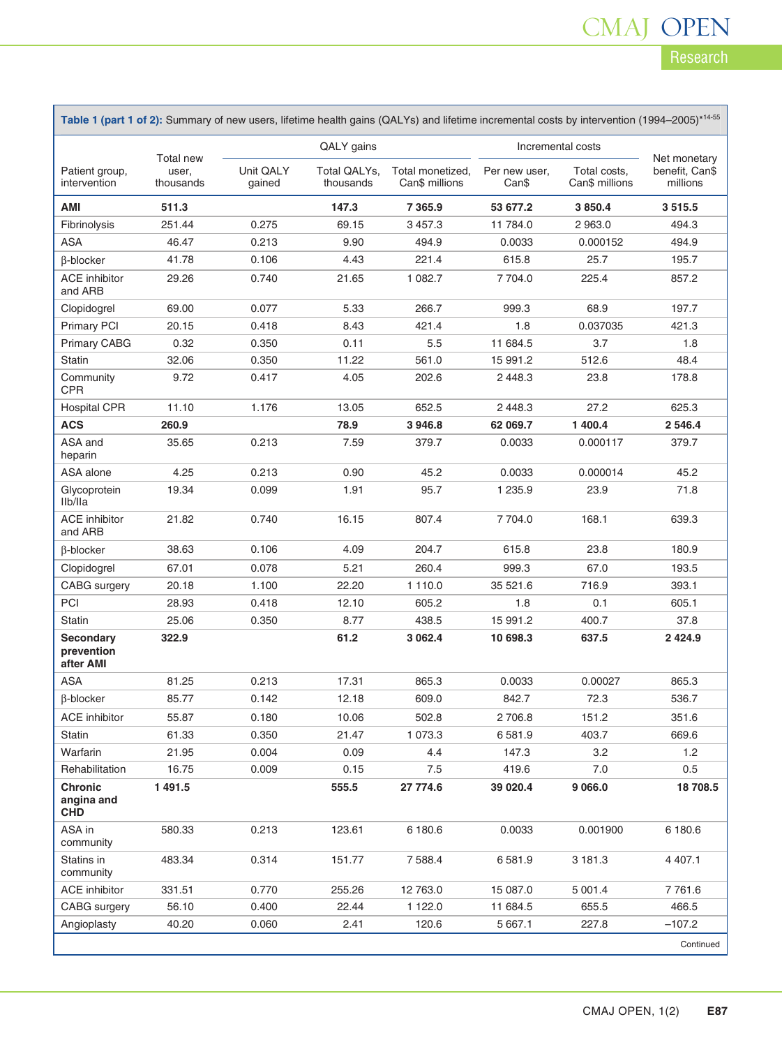**Table 1 (part 1 of 2):** Summary of new users, lifetime health gains (QALYs) and lifetime incremental costs by intervention (1994–2005)*[14-55]

| Patient group, intervention | Total new user, thousands | QALY gains | | | Incremental costs | | Net monetary benefit, Can$ millions |
|---|---|---|---|---|---|---|---|
| | | Unit QALY gained | Total QALYs, thousands | Total monetized, Can$ millions | Per new user, Can$ | Total costs, Can$ millions | |
| **AMI** | **511.3** | | **147.3** | **7 365.9** | **53 677.2** | **3 850.4** | **3 515.5** |
| Fibrinolysis | 251.44 | 0.275 | 69.15 | 3 457.3 | 11 784.0 | 2 963.0 | 494.3 |
| ASA | 46.47 | 0.213 | 9.90 | 494.9 | 0.0033 | 0.000152 | 494.9 |
| β-blocker | 41.78 | 0.106 | 4.43 | 221.4 | 615.8 | 25.7 | 195.7 |
| ACE inhibitor and ARB | 29.26 | 0.740 | 21.65 | 1 082.7 | 7 704.0 | 225.4 | 857.2 |
| Clopidogrel | 69.00 | 0.077 | 5.33 | 266.7 | 999.3 | 68.9 | 197.7 |
| Primary PCI | 20.15 | 0.418 | 8.43 | 421.4 | 1.8 | 0.037035 | 421.3 |
| Primary CABG | 0.32 | 0.350 | 0.11 | 5.5 | 11 684.5 | 3.7 | 1.8 |
| Statin | 32.06 | 0.350 | 11.22 | 561.0 | 15 991.2 | 512.6 | 48.4 |
| Community CPR | 9.72 | 0.417 | 4.05 | 202.6 | 2 448.3 | 23.8 | 178.8 |
| Hospital CPR | 11.10 | 1.176 | 13.05 | 652.5 | 2 448.3 | 27.2 | 625.3 |
| **ACS** | **260.9** | | **78.9** | **3 946.8** | **62 069.7** | **1 400.4** | **2 546.4** |
| ASA and heparin | 35.65 | 0.213 | 7.59 | 379.7 | 0.0033 | 0.000117 | 379.7 |
| ASA alone | 4.25 | 0.213 | 0.90 | 45.2 | 0.0033 | 0.000014 | 45.2 |
| Glycoprotein IIb/IIa | 19.34 | 0.099 | 1.91 | 95.7 | 1 235.9 | 23.9 | 71.8 |
| ACE inhibitor and ARB | 21.82 | 0.740 | 16.15 | 807.4 | 7 704.0 | 168.1 | 639.3 |
| β-blocker | 38.63 | 0.106 | 4.09 | 204.7 | 615.8 | 23.8 | 180.9 |
| Clopidogrel | 67.01 | 0.078 | 5.21 | 260.4 | 999.3 | 67.0 | 193.5 |
| CABG surgery | 20.18 | 1.100 | 22.20 | 1 110.0 | 35 521.6 | 716.9 | 393.1 |
| PCI | 28.93 | 0.418 | 12.10 | 605.2 | 1.8 | 0.1 | 605.1 |
| Statin | 25.06 | 0.350 | 8.77 | 438.5 | 15 991.2 | 400.7 | 37.8 |
| **Secondary prevention after AMI** | **322.9** | | **61.2** | **3 062.4** | **10 698.3** | **637.5** | **2 424.9** |
| ASA | 81.25 | 0.213 | 17.31 | 865.3 | 0.0033 | 0.00027 | 865.3 |
| β-blocker | 85.77 | 0.142 | 12.18 | 609.0 | 842.7 | 72.3 | 536.7 |
| ACE inhibitor | 55.87 | 0.180 | 10.06 | 502.8 | 2 706.8 | 151.2 | 351.6 |
| Statin | 61.33 | 0.350 | 21.47 | 1 073.3 | 6 581.9 | 403.7 | 669.6 |
| Warfarin | 21.95 | 0.004 | 0.09 | 4.4 | 147.3 | 3.2 | 1.2 |
| Rehabilitation | 16.75 | 0.009 | 0.15 | 7.5 | 419.6 | 7.0 | 0.5 |
| **Chronic angina and CHD** | **1 491.5** | | **555.5** | **27 774.6** | **39 020.4** | **9 066.0** | **18 708.5** |
| ASA in community | 580.33 | 0.213 | 123.61 | 6 180.6 | 0.0033 | 0.001900 | 6 180.6 |
| Statins in community | 483.34 | 0.314 | 151.77 | 7 588.4 | 6 581.9 | 3 181.3 | 4 407.1 |
| ACE inhibitor | 331.51 | 0.770 | 255.26 | 12 763.0 | 15 087.0 | 5 001.4 | 7 761.6 |
| CABG surgery | 56.10 | 0.400 | 22.44 | 1 122.0 | 11 684.5 | 655.5 | 466.5 |
| Angioplasty | 40.20 | 0.060 | 2.41 | 120.6 | 5 667.1 | 227.8 | –107.2 |

Continued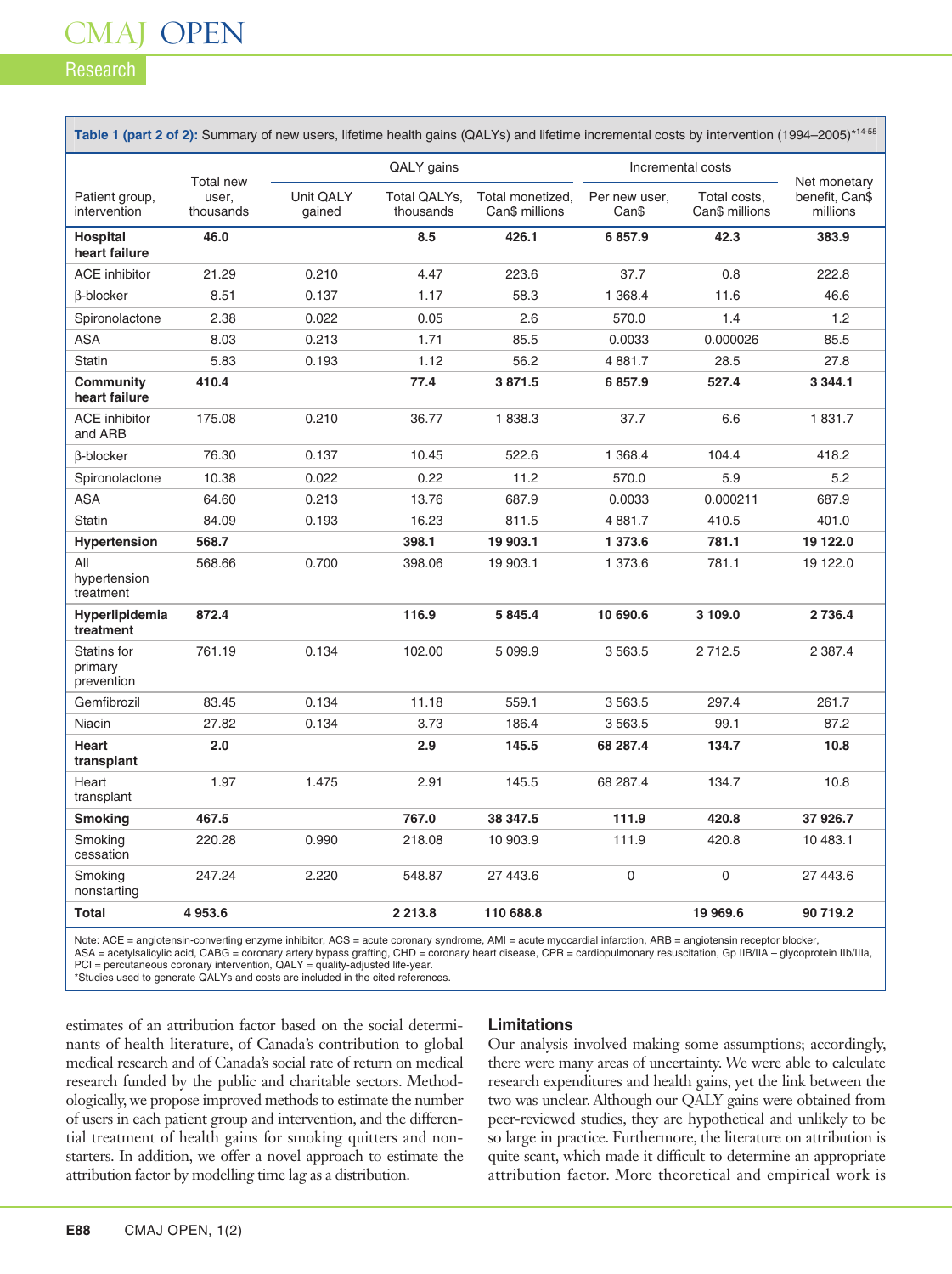**Table 1 (part 2 of 2):** Summary of new users, lifetime health gains (QALYs) and lifetime incremental costs by intervention (1994–2005)*[14-55]

| Patient group, intervention | Total new user, thousands | QALY gains | | | Incremental costs | | Net monetary benefit, Can$ millions |
|---|---|---|---|---|---|---|---|
| | | Unit QALY gained | Total QALYs, thousands | Total monetized, Can$ millions | Per new user, Can$ | Total costs, Can$ millions | |
| **Hospital heart failure** | **46.0** | | **8.5** | **426.1** | **6 857.9** | **42.3** | **383.9** |
| ACE inhibitor | 21.29 | 0.210 | 4.47 | 223.6 | 37.7 | 0.8 | 222.8 |
| β-blocker | 8.51 | 0.137 | 1.17 | 58.3 | 1 368.4 | 11.6 | 46.6 |
| Spironolactone | 2.38 | 0.022 | 0.05 | 2.6 | 570.0 | 1.4 | 1.2 |
| ASA | 8.03 | 0.213 | 1.71 | 85.5 | 0.0033 | 0.000026 | 85.5 |
| Statin | 5.83 | 0.193 | 1.12 | 56.2 | 4 881.7 | 28.5 | 27.8 |
| **Community heart failure** | **410.4** | | **77.4** | **3 871.5** | **6 857.9** | **527.4** | **3 344.1** |
| ACE inhibitor and ARB | 175.08 | 0.210 | 36.77 | 1 838.3 | 37.7 | 6.6 | 1 831.7 |
| β-blocker | 76.30 | 0.137 | 10.45 | 522.6 | 1 368.4 | 104.4 | 418.2 |
| Spironolactone | 10.38 | 0.022 | 0.22 | 11.2 | 570.0 | 5.9 | 5.2 |
| ASA | 64.60 | 0.213 | 13.76 | 687.9 | 0.0033 | 0.000211 | 687.9 |
| Statin | 84.09 | 0.193 | 16.23 | 811.5 | 4 881.7 | 410.5 | 401.0 |
| **Hypertension** | **568.7** | | **398.1** | **19 903.1** | **1 373.6** | **781.1** | **19 122.0** |
| All hypertension treatment | 568.66 | 0.700 | 398.06 | 19 903.1 | 1 373.6 | 781.1 | 19 122.0 |
| **Hyperlipidemia treatment** | **872.4** | | **116.9** | **5 845.4** | **10 690.6** | **3 109.0** | **2 736.4** |
| Statins for primary prevention | 761.19 | 0.134 | 102.00 | 5 099.9 | 3 563.5 | 2 712.5 | 2 387.4 |
| Gemfibrozil | 83.45 | 0.134 | 11.18 | 559.1 | 3 563.5 | 297.4 | 261.7 |
| Niacin | 27.82 | 0.134 | 3.73 | 186.4 | 3 563.5 | 99.1 | 87.2 |
| **Heart transplant** | **2.0** | | **2.9** | **145.5** | **68 287.4** | **134.7** | **10.8** |
| Heart transplant | 1.97 | 1.475 | 2.91 | 145.5 | 68 287.4 | 134.7 | 10.8 |
| **Smoking** | **467.5** | | **767.0** | **38 347.5** | **111.9** | **420.8** | **37 926.7** |
| Smoking cessation | 220.28 | 0.990 | 218.08 | 10 903.9 | 111.9 | 420.8 | 10 483.1 |
| Smoking nonstarting | 247.24 | 2.220 | 548.87 | 27 443.6 | 0 | 0 | 27 443.6 |
| **Total** | **4 953.6** | | **2 213.8** | **110 688.8** | | **19 969.6** | **90 719.2** |

Note: ACE = angiotensin-converting enzyme inhibitor, ACS = acute coronary syndrome, AMI = acute myocardial infarction, ARB = angiotensin receptor blocker, ASA = acetylsalicylic acid, CABG = coronary artery bypass grafting, CHD = coronary heart disease, CPR = cardiopulmonary resuscitation, Gp IIB/IIA – glycoprotein IIb/IIIa, PCI = percutaneous coronary intervention, QALY = quality-adjusted life-year.
*Studies used to generate QALYs and costs are included in the cited references.

estimates of an attribution factor based on the social determinants of health literature, of Canada's contribution to global medical research and of Canada's social rate of return on medical research funded by the public and charitable sectors. Methodologically, we propose improved methods to estimate the number of users in each patient group and intervention, and the differential treatment of health gains for smoking quitters and nonstarters. In addition, we offer a novel approach to estimate the attribution factor by modelling time lag as a distribution.

## Limitations

Our analysis involved making some assumptions; accordingly, there were many areas of uncertainty. We were able to calculate research expenditures and health gains, yet the link between the two was unclear. Although our QALY gains were obtained from peer-reviewed studies, they are hypothetical and unlikely to be so large in practice. Furthermore, the literature on attribution is quite scant, which made it difficult to determine an appropriate attribution factor. More theoretical and empirical work is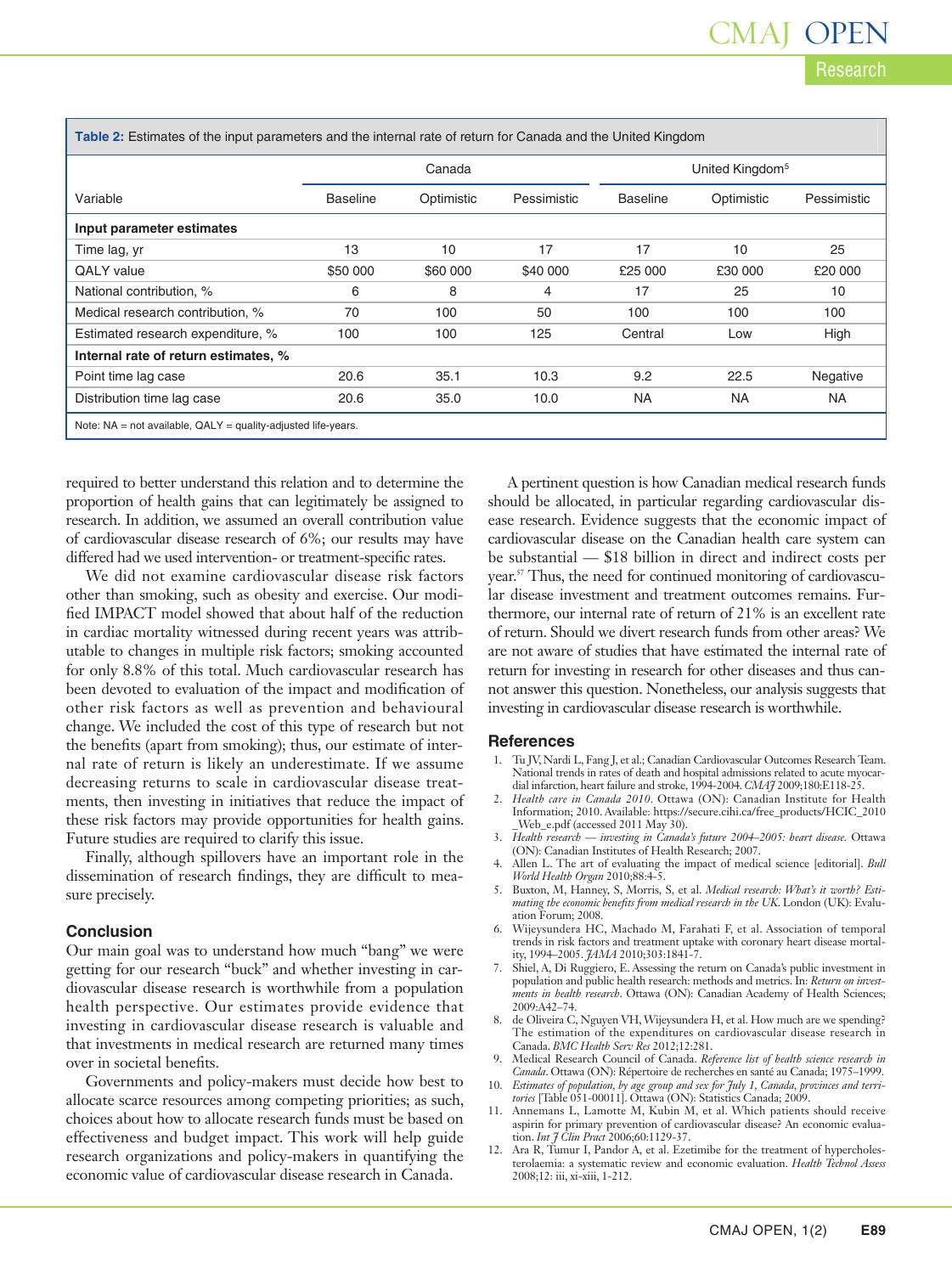**Table 2:** Estimates of the input parameters and the internal rate of return for Canada and the United Kingdom

| Variable | Canada | | | United Kingdom[5] | | |
|---|---|---|---|---|---|---|
| | Baseline | Optimistic | Pessimistic | Baseline | Optimistic | Pessimistic |
| **Input parameter estimates** | | | | | | |
| Time lag, yr | 13 | 10 | 17 | 17 | 10 | 25 |
| QALY value | $50 000 | $60 000 | $40 000 | £25 000 | £30 000 | £20 000 |
| National contribution, % | 6 | 8 | 4 | 17 | 25 | 10 |
| Medical research contribution, % | 70 | 100 | 50 | 100 | 100 | 100 |
| Estimated research expenditure, % | 100 | 100 | 125 | Central | Low | High |
| **Internal rate of return estimates, %** | | | | | | |
| Point time lag case | 20.6 | 35.1 | 10.3 | 9.2 | 22.5 | Negative |
| Distribution time lag case | 20.6 | 35.0 | 10.0 | NA | NA | NA |

Note: NA = not available, QALY = quality-adjusted life-years.

required to better understand this relation and to determine the proportion of health gains that can legitimately be assigned to research. In addition, we assumed an overall contribution value of cardiovascular disease research of 6%; our results may have differed had we used intervention- or treatment-specific rates.

We did not examine cardiovascular disease risk factors other than smoking, such as obesity and exercise. Our modified IMPACT model showed that about half of the reduction in cardiac mortality witnessed during recent years was attributable to changes in multiple risk factors; smoking accounted for only 8.8% of this total. Much cardiovascular research has been devoted to evaluation of the impact and modification of other risk factors as well as prevention and behavioural change. We included the cost of this type of research but not the benefits (apart from smoking); thus, our estimate of internal rate of return is likely an underestimate. If we assume decreasing returns to scale in cardiovascular disease treatments, then investing in initiatives that reduce the impact of these risk factors may provide opportunities for health gains. Future studies are required to clarify this issue.

Finally, although spillovers have an important role in the dissemination of research findings, they are difficult to measure precisely.

## Conclusion

Our main goal was to understand how much "bang" we were getting for our research "buck" and whether investing in cardiovascular disease research is worthwhile from a population health perspective. Our estimates provide evidence that investing in cardiovascular disease research is valuable and that investments in medical research are returned many times over in societal benefits.

Governments and policy-makers must decide how best to allocate scarce resources among competing priorities; as such, choices about how to allocate research funds must be based on effectiveness and budget impact. This work will help guide research organizations and policy-makers in quantifying the economic value of cardiovascular disease research in Canada.

A pertinent question is how Canadian medical research funds should be allocated, in particular regarding cardiovascular disease research. Evidence suggests that the economic impact of cardiovascular disease on the Canadian health care system can be substantial — $18 billion in direct and indirect costs per year.[57] Thus, the need for continued monitoring of cardiovascular disease investment and treatment outcomes remains. Furthermore, our internal rate of return of 21% is an excellent rate of return. Should we divert research funds from other areas? We are not aware of studies that have estimated the internal rate of return for investing in research for other diseases and thus cannot answer this question. Nonetheless, our analysis suggests that investing in cardiovascular disease research is worthwhile.

## References

1. Tu JV, Nardi L, Fang J, et al.; Canadian Cardiovascular Outcomes Research Team. National trends in rates of death and hospital admissions related to acute myocardial infarction, heart failure and stroke, 1994-2004. *CMAJ* 2009;180:E118-25.
2. *Health care in Canada 2010*. Ottawa (ON): Canadian Institute for Health Information; 2010. Available: https://secure.cihi.ca/free_products/HCIC_2010_Web_e.pdf (accessed 2011 May 30).
3. *Health research — investing in Canada's future 2004–2005: heart disease*. Ottawa (ON): Canadian Institutes of Health Research; 2007.
4. Allen L. The art of evaluating the impact of medical science [editorial]. *Bull World Health Organ* 2010;88:4-5.
5. Buxton, M, Hanney, S, Morris, S, et al. *Medical research: What's it worth? Estimating the economic benefits from medical research in the UK*. London (UK): Evaluation Forum; 2008.
6. Wijeysundera HC, Machado M, Farahati F, et al. Association of temporal trends in risk factors and treatment uptake with coronary heart disease mortality, 1994–2005. *JAMA* 2010;303:1841-7.
7. Shiel, A, Di Ruggiero, E. Assessing the return on Canada's public investment in population and public health research: methods and metrics. In: *Return on investments in health research*. Ottawa (ON): Canadian Academy of Health Sciences; 2009:A42–74.
8. de Oliveira C, Nguyen VH, Wijeysundera H, et al. How much are we spending? The estimation of the expenditures on cardiovascular disease research in Canada. *BMC Health Serv Res* 2012;12:281.
9. Medical Research Council of Canada. *Reference list of health science research in Canada*. Ottawa (ON): Répertoire de recherches en santé au Canada; 1975–1999.
10. *Estimates of population, by age group and sex for July 1, Canada, provinces and territories* [Table 051-00011]. Ottawa (ON): Statistics Canada; 2009.
11. Annemans L, Lamotte M, Kubin M, et al. Which patients should receive aspirin for primary prevention of cardiovascular disease? An economic evaluation. *Int J Clin Pract* 2006;60:1129-37.
12. Ara R, Tumur I, Pandor A, et al. Ezetimibe for the treatment of hypercholesterolaemia: a systematic review and economic evaluation. *Health Technol Assess* 2008;12: iii, xi-xiii, 1-212.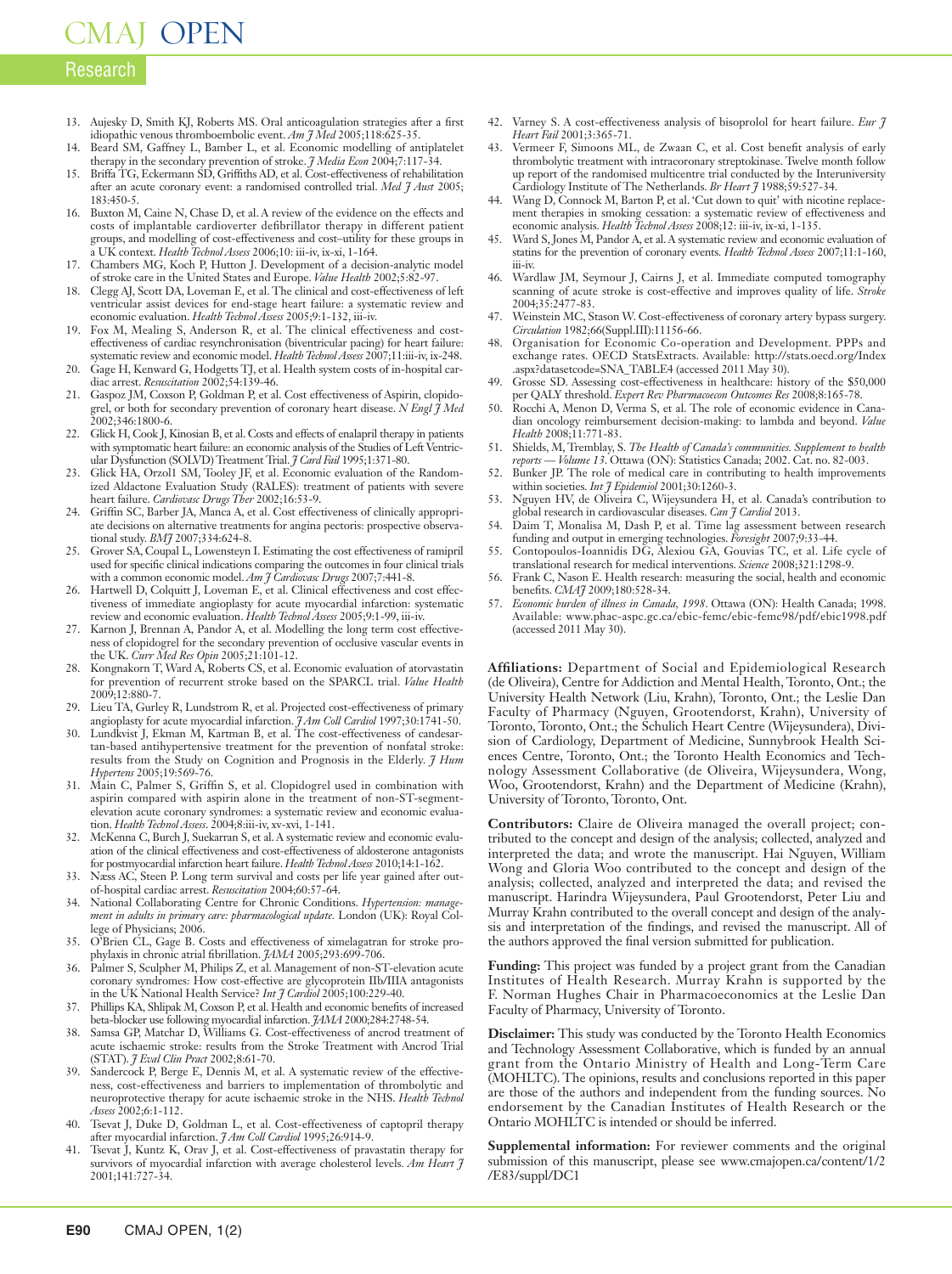13. Aujesky D, Smith KJ, Roberts MS. Oral anticoagulation strategies after a first idiopathic venous thromboembolic event. *Am J Med* 2005;118:625-35.
14. Beard SM, Gaffney L, Bamber L, et al. Economic modelling of antiplatelet therapy in the secondary prevention of stroke. *J Media Econ* 2004;7:117-34.
15. Briffa TG, Eckermann SD, Griffiths AD, et al. Cost-effectiveness of rehabilitation after an acute coronary event: a randomised controlled trial. *Med J Aust* 2005; 183:450-5.
16. Buxton M, Caine N, Chase D, et al. A review of the evidence on the effects and costs of implantable cardioverter defibrillator therapy in different patient groups, and modelling of cost-effectiveness and cost–utility for these groups in a UK context. *Health Technol Assess* 2006;10: iii-iv, ix-xi, 1-164.
17. Chambers MG, Koch P, Hutton J. Development of a decision-analytic model of stroke care in the United States and Europe. *Value Health* 2002;5:82-97.
18. Clegg AJ, Scott DA, Loveman E, et al. The clinical and cost-effectiveness of left ventricular assist devices for end-stage heart failure: a systematic review and economic evaluation. *Health Technol Assess* 2005;9:1-132, iii-iv.
19. Fox M, Mealing S, Anderson R, et al. The clinical effectiveness and cost-effectiveness of cardiac resynchronisation (biventricular pacing) for heart failure: systematic review and economic model. *Health Technol Assess* 2007;11:iii-iv, ix-248.
20. Gage H, Kenward G, Hodgetts TJ, et al. Health system costs of in-hospital cardiac arrest. *Resuscitation* 2002;54:139-46.
21. Gaspoz JM, Coxson P, Goldman P, et al. Cost effectiveness of Aspirin, clopidogrel, or both for secondary prevention of coronary heart disease. *N Engl J Med* 2002;346:1800-6.
22. Glick H, Cook J, Kinosian B, et al. Costs and effects of enalapril therapy in patients with symptomatic heart failure: an economic analysis of the Studies of Left Ventricular Dysfunction (SOLVD) Treatment Trial. *J Card Fail* 1995;1:371-80.
23. Glick HA, Orzol1 SM, Tooley JF, et al. Economic evaluation of the Randomized Aldactone Evaluation Study (RALES): treatment of patients with severe heart failure. *Cardiovasc Drugs Ther* 2002;16:53-9.
24. Griffin SC, Barber JA, Manca A, et al. Cost effectiveness of clinically appropriate decisions on alternative treatments for angina pectoris: prospective observational study. *BMJ* 2007;334:624-8.
25. Grover SA, Coupal L, Lowensteyn I. Estimating the cost effectiveness of ramipril used for specific clinical indications comparing the outcomes in four clinical trials with a common economic model. *Am J Cardiovasc Drugs* 2007;7:441-8.
26. Hartwell D, Colquitt J, Loveman E, et al. Clinical effectiveness and cost effectiveness of immediate angioplasty for acute myocardial infarction: systematic review and economic evaluation. *Health Technol Assess* 2005;9:1-99, iii-iv.
27. Karnon J, Brennan A, Pandor A, et al. Modelling the long term cost effectiveness of clopidogrel for the secondary prevention of occlusive vascular events in the UK. *Curr Med Res Opin* 2005;21:101-12.
28. Kongnakorn T, Ward A, Roberts CS, et al. Economic evaluation of atorvastatin for prevention of recurrent stroke based on the SPARCL trial. *Value Health* 2009;12:880-7.
29. Lieu TA, Gurley R, Lundstrom R, et al. Projected cost-effectiveness of primary angioplasty for acute myocardial infarction. *J Am Coll Cardiol* 1997;30:1741-50.
30. Lundkvist J, Ekman M, Kartman B, et al. The cost-effectiveness of candesartan-based antihypertensive treatment for the prevention of nonfatal stroke: results from the Study on Cognition and Prognosis in the Elderly. *J Hum Hypertens* 2005;19:569-76.
31. Main C, Palmer S, Griffin S, et al. Clopidogrel used in combination with aspirin compared with aspirin alone in the treatment of non-ST-segment-elevation acute coronary syndromes: a systematic review and economic evaluation. *Health Technol Assess*. 2004;8:iii-iv, xv-xvi, 1-141.
32. McKenna C, Burch J, Suekarran S, et al. A systematic review and economic evaluation of the clinical effectiveness and cost-effectiveness of aldosterone antagonists for postmyocardial infarction heart failure. *Health Technol Assess* 2010;14:1-162.
33. Næss AC, Steen P. Long term survival and costs per life year gained after out-of-hospital cardiac arrest. *Resuscitation* 2004;60:57-64.
34. National Collaborating Centre for Chronic Conditions. *Hypertension: management in adults in primary care: pharmacological update.* London (UK): Royal College of Physicians; 2006.
35. O'Brien CL, Gage B. Costs and effectiveness of ximelagatran for stroke prophylaxis in chronic atrial fibrillation. *JAMA* 2005;293:699-706.
36. Palmer S, Sculpher M, Philips Z, et al. Management of non-ST-elevation acute coronary syndromes: How cost-effective are glycoprotein IIb/IIIA antagonists in the UK National Health Service? *Int J Cardiol* 2005;100:229-40.
37. Phillips KA, Shlipak M, Coxson P, et al. Health and economic benefits of increased beta-blocker use following myocardial infarction. *JAMA* 2000;284:2748-54.
38. Samsa GP, Matchar D, Williams G. Cost-effectiveness of ancrod treatment of acute ischaemic stroke: results from the Stroke Treatment with Ancrod Trial (STAT). *J Eval Clin Pract* 2002;8:61-70.
39. Sandercock P, Berge E, Dennis M, et al. A systematic review of the effectiveness, cost-effectiveness and barriers to implementation of thrombolytic and neuroprotective therapy for acute ischaemic stroke in the NHS. *Health Technol Assess* 2002;6:1-112.
40. Tsevat J, Duke D, Goldman L, et al. Cost-effectiveness of captopril therapy after myocardial infarction. *J Am Coll Cardiol* 1995;26:914-9.
41. Tsevat J, Kuntz K, Orav J, et al. Cost-effectiveness of pravastatin therapy for survivors of myocardial infarction with average cholesterol levels. *Am Heart J* 2001;141:727-34.
42. Varney S. A cost-effectiveness analysis of bisoprolol for heart failure. *Eur J Heart Fail* 2001;3:365-71.
43. Vermeer F, Simoons ML, de Zwaan C, et al. Cost benefit analysis of early thrombolytic treatment with intracoronary streptokinase. Twelve month follow up report of the randomised multicentre trial conducted by the Interuniversity Cardiology Institute of The Netherlands. *Br Heart J* 1988;59:527-34.
44. Wang D, Connock M, Barton P, et al. 'Cut down to quit' with nicotine replacement therapies in smoking cessation: a systematic review of effectiveness and economic analysis. *Health Technol Assess* 2008;12: iii-iv, ix-xi, 1-135.
45. Ward S, Jones M, Pandor A, et al. A systematic review and economic evaluation of statins for the prevention of coronary events. *Health Technol Assess* 2007;11:1-160, iii-iv.
46. Wardlaw JM, Seymour J, Cairns J, et al. Immediate computed tomography scanning of acute stroke is cost-effective and improves quality of life. *Stroke* 2004;35:2477-83.
47. Weinstein MC, Stason W. Cost-effectiveness of coronary artery bypass surgery. *Circulation* 1982;66(Suppl.III):I1156-66.
48. Organisation for Economic Co-operation and Development. PPPs and exchange rates. OECD StatsExtracts. Available: http://stats.oecd.org/Index.aspx?datasetcode=SNA_TABLE4 (accessed 2011 May 30).
49. Grosse SD. Assessing cost-effectiveness in healthcare: history of the $50,000 per QALY threshold. *Expert Rev Pharmacoecon Outcomes Res* 2008;8:165-78.
50. Rocchi A, Menon D, Verma S, et al. The role of economic evidence in Canadian oncology reimbursement decision-making: to lambda and beyond. *Value Health* 2008;11:771-83.
51. Shields, M, Tremblay, S. *The Health of Canada's communities. Supplement to health reports — Volume 13*. Ottawa (ON): Statistics Canada; 2002. Cat. no. 82-003.
52. Bunker JP. The role of medical care in contributing to health improvements within societies. *Int J Epidemiol* 2001;30:1260-3.
53. Nguyen HV, de Oliveira C, Wijeysundera H, et al. Canada's contribution to global research in cardiovascular diseases. *Can J Cardiol* 2013.
54. Daim T, Monalisa M, Dash P, et al. Time lag assessment between research funding and output in emerging technologies. *Foresight* 2007;9:33-44.
55. Contopoulos-Ioannidis DG, Alexiou GA, Gouvias TC, et al. Life cycle of translational research for medical interventions. *Science* 2008;321:1298-9.
56. Frank C, Nason E. Health research: measuring the social, health and economic benefits. *CMAJ* 2009;180:528-34.
57. *Economic burden of illness in Canada, 1998*. Ottawa (ON): Health Canada; 1998. Available: www.phac-aspc.gc.ca/ebic-femc/ebic-femc98/pdf/ebic1998.pdf (accessed 2011 May 30).

**Affiliations:** Department of Social and Epidemiological Research (de Oliveira), Centre for Addiction and Mental Health, Toronto, Ont.; the University Health Network (Liu, Krahn), Toronto, Ont.; the Leslie Dan Faculty of Pharmacy (Nguyen, Grootendorst, Krahn), University of Toronto, Toronto, Ont.; the Schulich Heart Centre (Wijeysundera), Division of Cardiology, Department of Medicine, Sunnybrook Health Sciences Centre, Toronto, Ont.; the Toronto Health Economics and Technology Assessment Collaborative (de Oliveira, Wijeysundera, Wong, Woo, Grootendorst, Krahn) and the Department of Medicine (Krahn), University of Toronto, Toronto, Ont.

**Contributors:** Claire de Oliveira managed the overall project; contributed to the concept and design of the analysis; collected, analyzed and interpreted the data; and wrote the manuscript. Hai Nguyen, William Wong and Gloria Woo contributed to the concept and design of the analysis; collected, analyzed and interpreted the data; and revised the manuscript. Harindra Wijeysundera, Paul Grootendorst, Peter Liu and Murray Krahn contributed to the overall concept and design of the analysis and interpretation of the findings, and revised the manuscript. All of the authors approved the final version submitted for publication.

**Funding:** This project was funded by a project grant from the Canadian Institutes of Health Research. Murray Krahn is supported by the F. Norman Hughes Chair in Pharmacoeconomics at the Leslie Dan Faculty of Pharmacy, University of Toronto.

**Disclaimer:** This study was conducted by the Toronto Health Economics and Technology Assessment Collaborative, which is funded by an annual grant from the Ontario Ministry of Health and Long-Term Care (MOHLTC). The opinions, results and conclusions reported in this paper are those of the authors and independent from the funding sources. No endorsement by the Canadian Institutes of Health Research or the Ontario MOHLTC is intended or should be inferred.

**Supplemental information:** For reviewer comments and the original submission of this manuscript, please see www.cmajopen.ca/content/1/2/E83/suppl/DC1